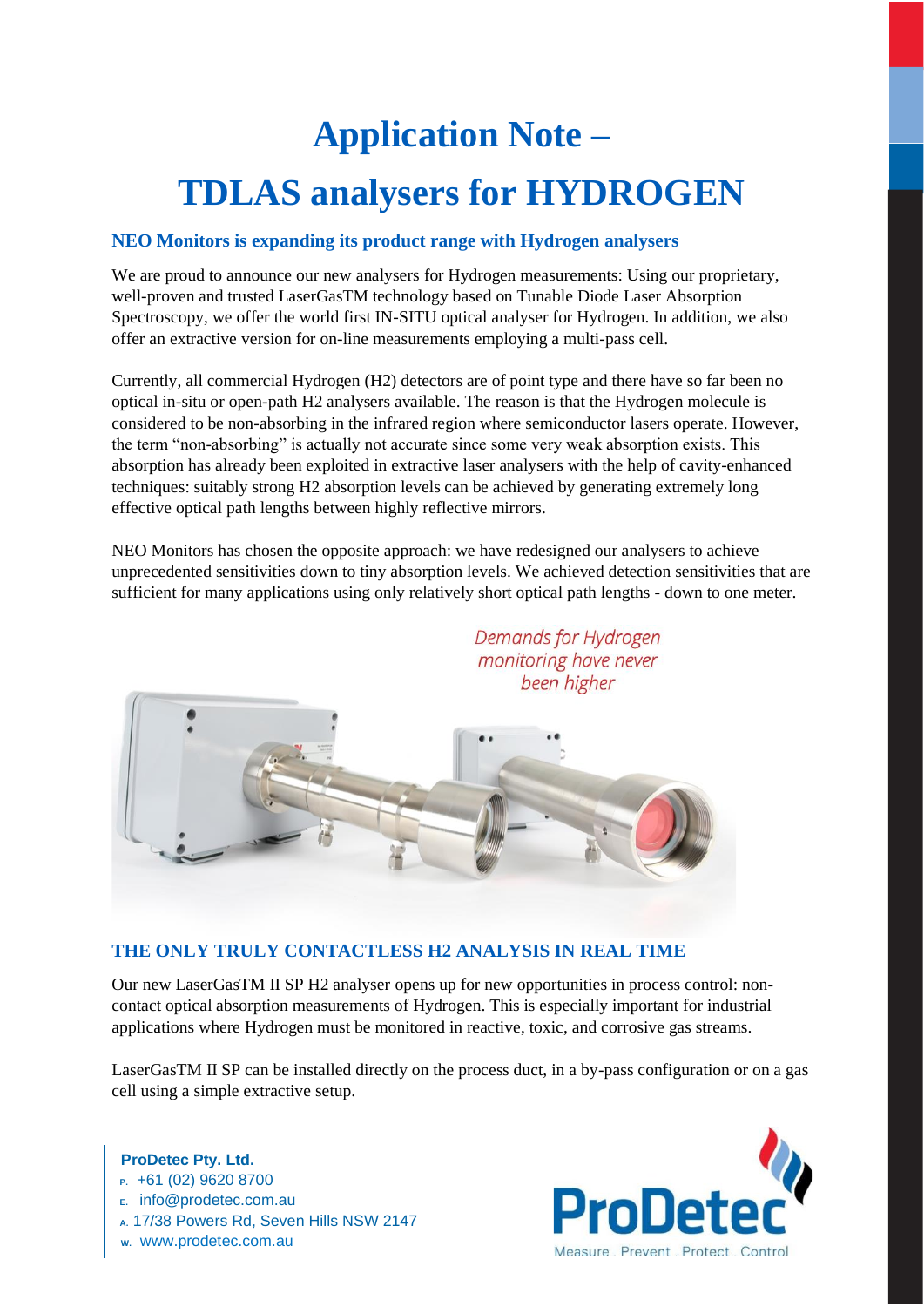# Application Note –

# TDLAS analysers for HYDROGEN

### NEO Monitors is expanding its product range with Hydrogen analysers

We are proud to announce our new analysers for Hydrogen measurements: Using our proprietary, well-proven and trusted LaserGasTM technology based on Tunable Diode Laser Absorption Spectroscopy, we offer the world first IN-SITU optical analyser for Hydrogen. In addition, we also offer an extractive version for on-line measurements employing a multi-pass cell.

Currently, all commercial Hydrogen ($H_2$) detectors are of point type and there have so far been no optical in-situ or open-path $H_2$ analysers available. The reason is that the Hydrogen molecule is considered to be non-absorbing in the infrared region where semiconductor lasers operate. However, the term "non-absorbing" is actually not accurate since some very weak absorption exists. This absorption has already been exploited in extractive laser analysers with the help of cavity-enhanced techniques: suitably strong $H_2$ absorption levels can be achieved by generating extremely long effective optical path lengths between highly reflective mirrors.

NEO Monitors has chosen the opposite approach: we have redesigned our analysers to achieve unprecedented sensitivities down to tiny absorption levels. We achieved detection sensitivities that are sufficient for many applications using only relatively short optical path lengths - down to one meter.

*Demands for Hydrogen monitoring have never been higher*

### THE ONLY TRULY CONTACTLESS H2 ANALYSIS IN REAL TIME

Our new LaserGasTM II SP H2 analyser opens up for new opportunities in process control: non-contact optical absorption measurements of Hydrogen. This is especially important for industrial applications where Hydrogen must be monitored in reactive, toxic, and corrosive gas streams.

LaserGasTM II SP can be installed directly on the process duct, in a by-pass configuration or on a gas cell using a simple extractive setup.

**ProDetec Pty. Ltd.**
P. +61 (02) 9620 8700
E. info@prodetec.com.au
A. 17/38 Powers Rd, Seven Hills NSW 2147
W. www.prodetec.com.au

ProDetec
Measure . Prevent . Protect . Control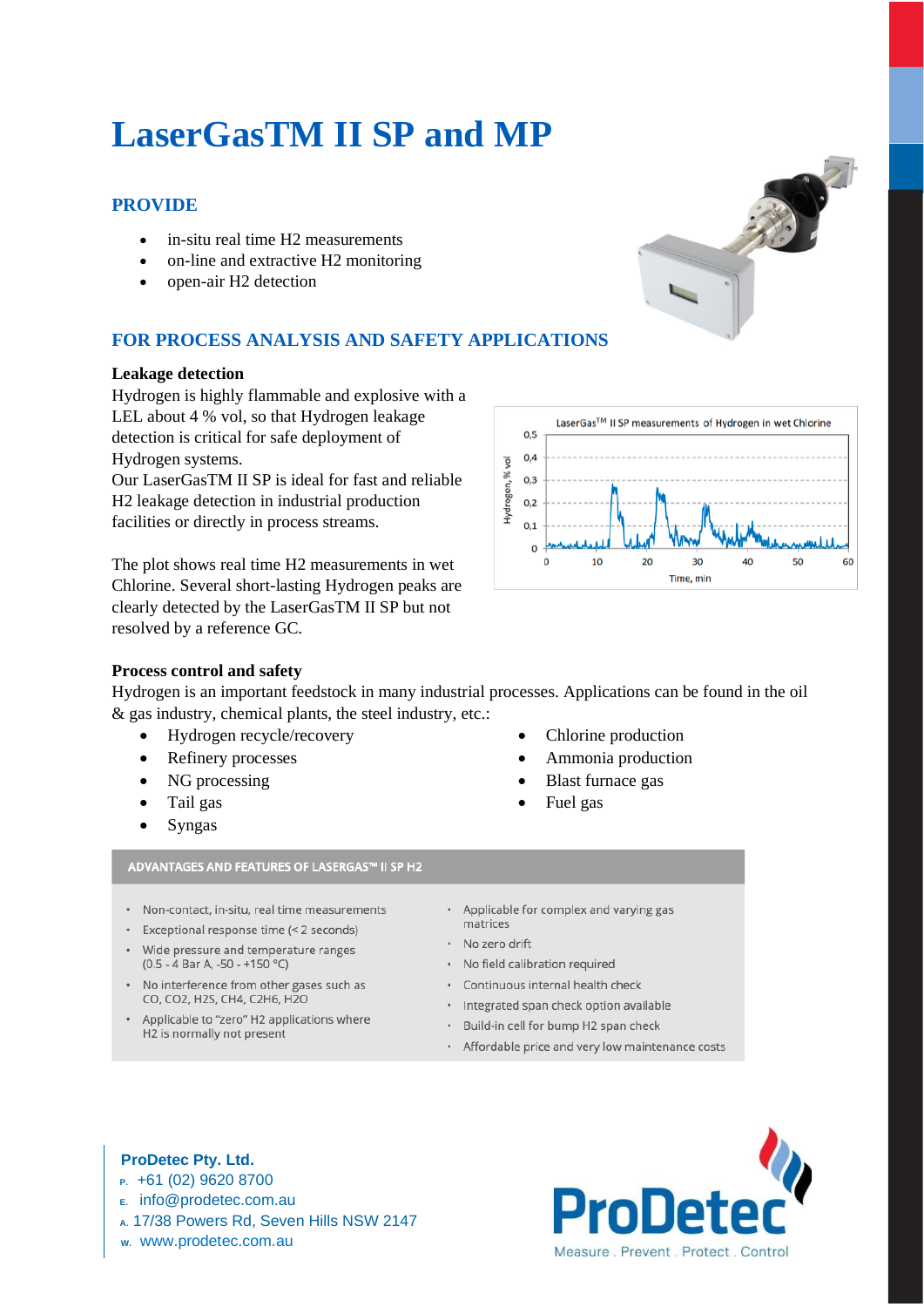# LaserGasTM II SP and MP

## PROVIDE

- in-situ real time H2 measurements
- on-line and extractive H2 monitoring
- open-air H2 detection

## FOR PROCESS ANALYSIS AND SAFETY APPLICATIONS

### Leakage detection

Hydrogen is highly flammable and explosive with a LEL about 4 % vol, so that Hydrogen leakage detection is critical for safe deployment of Hydrogen systems.
Our LaserGasTM II SP is ideal for fast and reliable H2 leakage detection in industrial production facilities or directly in process streams.

The plot shows real time H2 measurements in wet Chlorine. Several short-lasting Hydrogen peaks are clearly detected by the LaserGasTM II SP but not resolved by a reference GC.

LaserGas™ II SP measurements of Hydrogen in wet Chlorine

### Process control and safety

Hydrogen is an important feedstock in many industrial processes. Applications can be found in the oil & gas industry, chemical plants, the steel industry, etc.:

- Hydrogen recycle/recovery
- Refinery processes
- NG processing
- Tail gas
- Syngas
- Chlorine production
- Ammonia production
- Blast furnace gas
- Fuel gas

#### ADVANTAGES AND FEATURES OF LASERGAS™ II SP H2

- Non-contact, in-situ, real time measurements
- Exceptional response time (< 2 seconds)
- Wide pressure and temperature ranges (0.5 - 4 Bar A, -50 - +150 °C)
- No interference from other gases such as CO, CO2, H2S, CH4, C2H6, H2O
- Applicable to "zero" H2 applications where H2 is normally not present
- Applicable for complex and varying gas matrices
- No zero drift
- No field calibration required
- Continuous internal health check
- Integrated span check option available
- Build-in cell for bump H2 span check
- Affordable price and very low maintenance costs

**ProDetec Pty. Ltd.**
P. +61 (02) 9620 8700
E. info@prodetec.com.au
A. 17/38 Powers Rd, Seven Hills NSW 2147
W. www.prodetec.com.au

ProDetec
Measure . Prevent . Protect . Control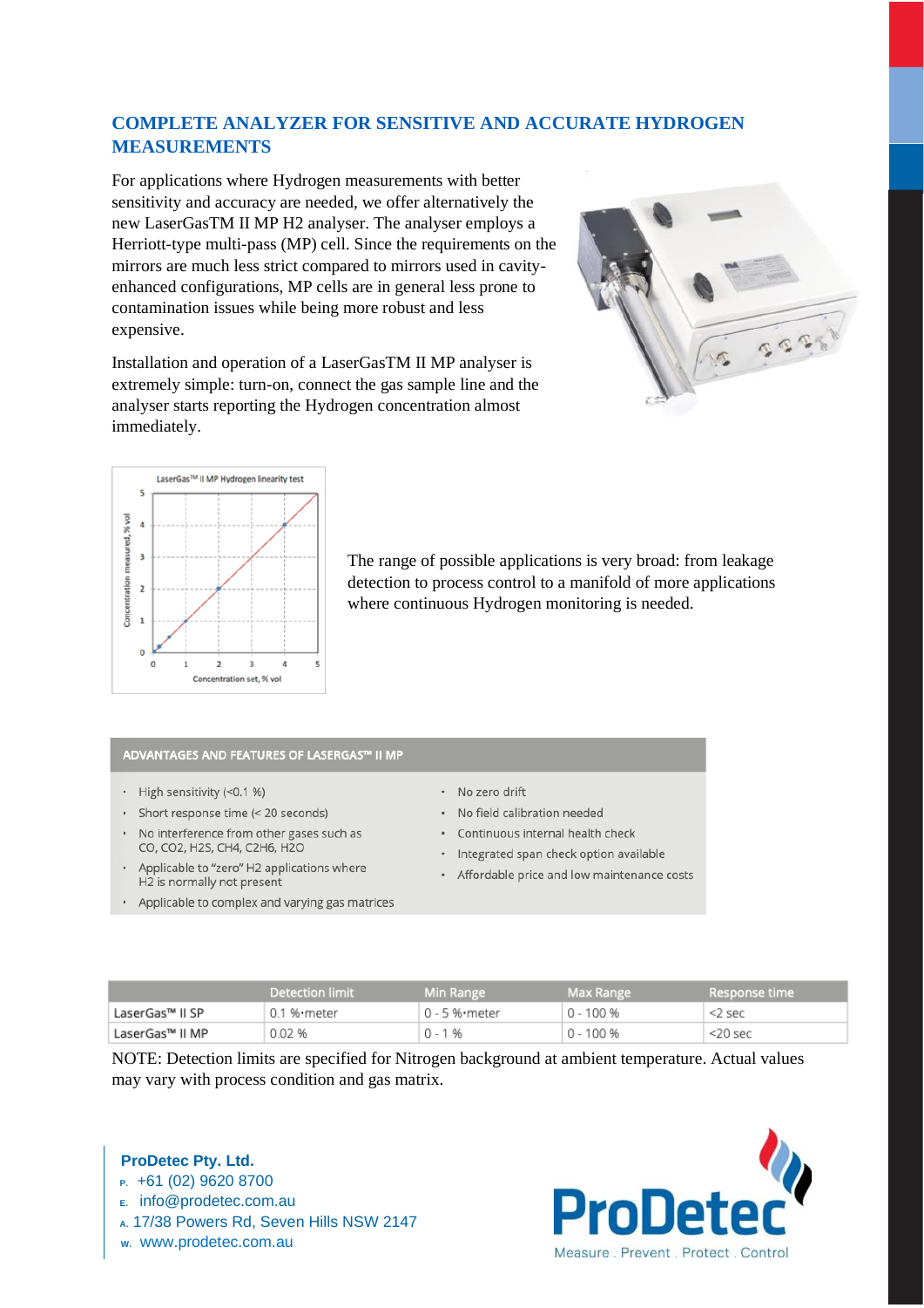## COMPLETE ANALYZER FOR SENSITIVE AND ACCURATE HYDROGEN MEASUREMENTS

For applications where Hydrogen measurements with better sensitivity and accuracy are needed, we offer alternatively the new LaserGasTM II MP H2 analyser. The analyser employs a Herriott-type multi-pass (MP) cell. Since the requirements on the mirrors are much less strict compared to mirrors used in cavity-enhanced configurations, MP cells are in general less prone to contamination issues while being more robust and less expensive.

Installation and operation of a LaserGasTM II MP analyser is extremely simple: turn-on, connect the gas sample line and the analyser starts reporting the Hydrogen concentration almost immediately.

LaserGas™ II MP Hydrogen linearity test

Concentration measured, % vol

Concentration set, % vol

0
1
2
3
4
5

The range of possible applications is very broad: from leakage detection to process control to a manifold of more applications where continuous Hydrogen monitoring is needed.

### ADVANTAGES AND FEATURES OF LASERGAS™ II MP

- High sensitivity (<0.1 %)
- Short response time (< 20 seconds)
- No interference from other gases such as CO, CO2, H2S, CH4, C2H6, H2O
- Applicable to "zero" H2 applications where H2 is normally not present
- Applicable to complex and varying gas matrices
- No zero drift
- No field calibration needed
- Continuous internal health check
- Integrated span check option available
- Affordable price and low maintenance costs

| | Detection limit | Min Range | Max Range | Response time |
|---|---|---|---|---|
| LaserGas™ II SP | 0.1 %·meter | 0 - 5 %·meter | 0 - 100 % | <2 sec |
| LaserGas™ II MP | 0.02 % | 0 - 1 % | 0 - 100 % | <20 sec |

NOTE: Detection limits are specified for Nitrogen background at ambient temperature. Actual values may vary with process condition and gas matrix.

**ProDetec Pty. Ltd.**
P. +61 (02) 9620 8700
E. info@prodetec.com.au
A. 17/38 Powers Rd, Seven Hills NSW 2147
W. www.prodetec.com.au

ProDetec
Measure . Prevent . Protect . Control